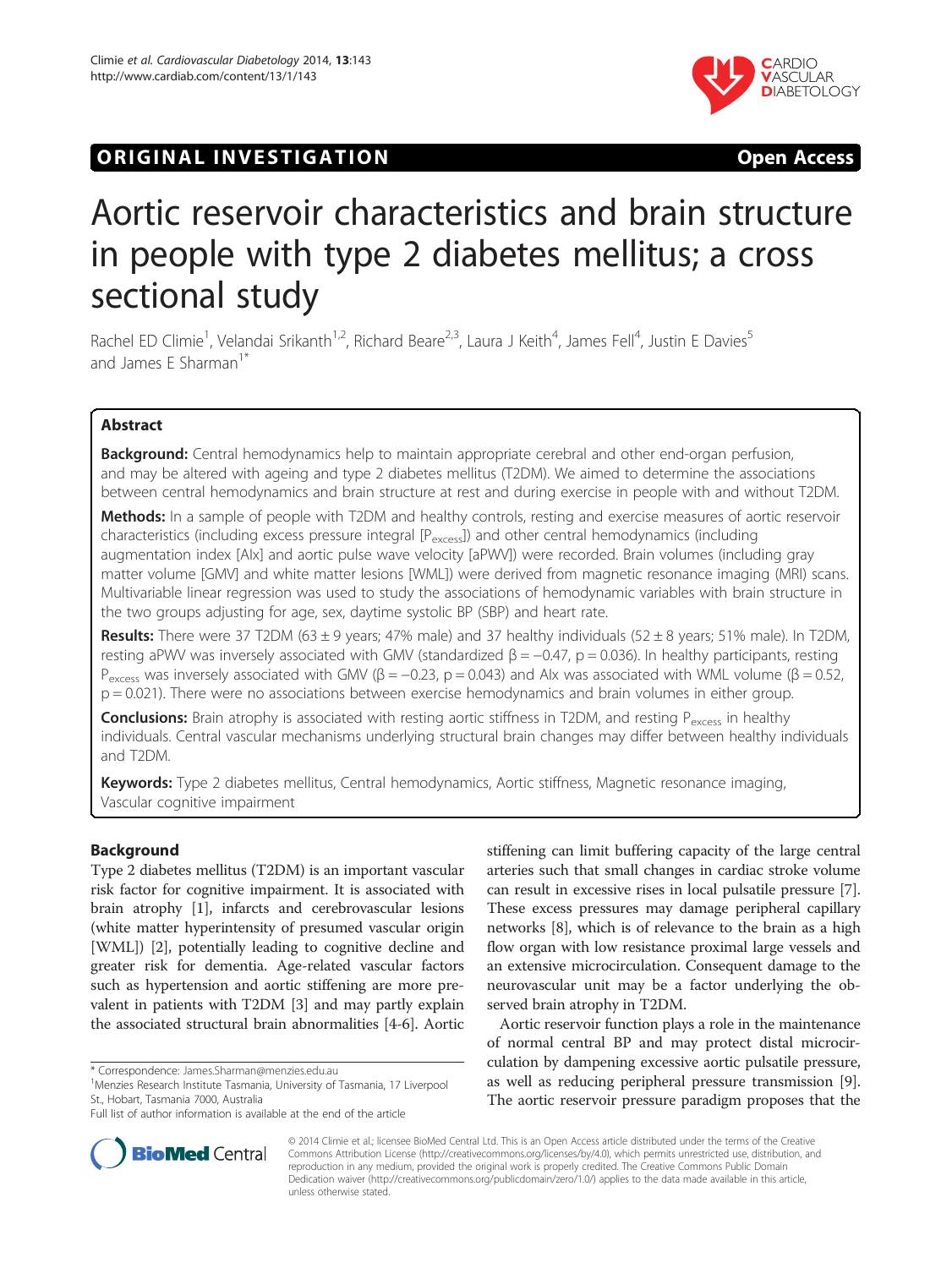ORIGINAL INVESTIGATION Open Access

# Aortic reservoir characteristics and brain structure in people with type 2 diabetes mellitus; a cross sectional study

Rachel ED Climie[1], Velandai Srikanth[1,2], Richard Beare[2,3], Laura J Keith[4], James Fell[4], Justin E Davies[5] and James E Sharman[1*]

## Abstract

**Background:** Central hemodynamics help to maintain appropriate cerebral and other end-organ perfusion, and may be altered with ageing and type 2 diabetes mellitus (T2DM). We aimed to determine the associations between central hemodynamics and brain structure at rest and during exercise in people with and without T2DM.

**Methods:** In a sample of people with T2DM and healthy controls, resting and exercise measures of aortic reservoir characteristics (including excess pressure integral [$P_{excess}$]) and other central hemodynamics (including augmentation index [AIx] and aortic pulse wave velocity [aPWV]) were recorded. Brain volumes (including gray matter volume [GMV] and white matter lesions [WML]) were derived from magnetic resonance imaging (MRI) scans. Multivariable linear regression was used to study the associations of hemodynamic variables with brain structure in the two groups adjusting for age, sex, daytime systolic BP (SBP) and heart rate.

**Results:** There were 37 T2DM (63 ± 9 years; 47% male) and 37 healthy individuals (52 ± 8 years; 51% male). In T2DM, resting aPWV was inversely associated with GMV (standardized $\beta = -0.47$, $p = 0.036$). In healthy participants, resting $P_{excess}$ was inversely associated with GMV ($\beta = -0.23$, $p = 0.043$) and AIx was associated with WML volume ($\beta = 0.52$, $p = 0.021$). There were no associations between exercise hemodynamics and brain volumes in either group.

**Conclusions:** Brain atrophy is associated with resting aortic stiffness in T2DM, and resting $P_{excess}$ in healthy individuals. Central vascular mechanisms underlying structural brain changes may differ between healthy individuals and T2DM.

**Keywords:** Type 2 diabetes mellitus, Central hemodynamics, Aortic stiffness, Magnetic resonance imaging, Vascular cognitive impairment

## Background

Type 2 diabetes mellitus (T2DM) is an important vascular risk factor for cognitive impairment. It is associated with brain atrophy [1], infarcts and cerebrovascular lesions (white matter hyperintensity of presumed vascular origin [WML]) [2], potentially leading to cognitive decline and greater risk for dementia. Age-related vascular factors such as hypertension and aortic stiffening are more prevalent in patients with T2DM [3] and may partly explain the associated structural brain abnormalities [4-6]. Aortic stiffening can limit buffering capacity of the large central arteries such that small changes in cardiac stroke volume can result in excessive rises in local pulsatile pressure [7]. These excess pressures may damage peripheral capillary networks [8], which is of relevance to the brain as a high flow organ with low resistance proximal large vessels and an extensive microcirculation. Consequent damage to the neurovascular unit may be a factor underlying the observed brain atrophy in T2DM.

Aortic reservoir function plays a role in the maintenance of normal central BP and may protect distal microcirculation by dampening excessive aortic pulsatile pressure, as well as reducing peripheral pressure transmission [9]. The aortic reservoir pressure paradigm proposes that the

\* Correspondence: James.Sharman@menzies.edu.au
[1]Menzies Research Institute Tasmania, University of Tasmania, 17 Liverpool St., Hobart, Tasmania 7000, Australia
Full list of author information is available at the end of the article

© 2014 Climie et al.; licensee BioMed Central Ltd. This is an Open Access article distributed under the terms of the Creative Commons Attribution License (http://creativecommons.org/licenses/by/4.0), which permits unrestricted use, distribution, and reproduction in any medium, provided the original work is properly credited. The Creative Commons Public Domain Dedication waiver (http://creativecommons.org/publicdomain/zero/1.0/) applies to the data made available in this article, unless otherwise stated.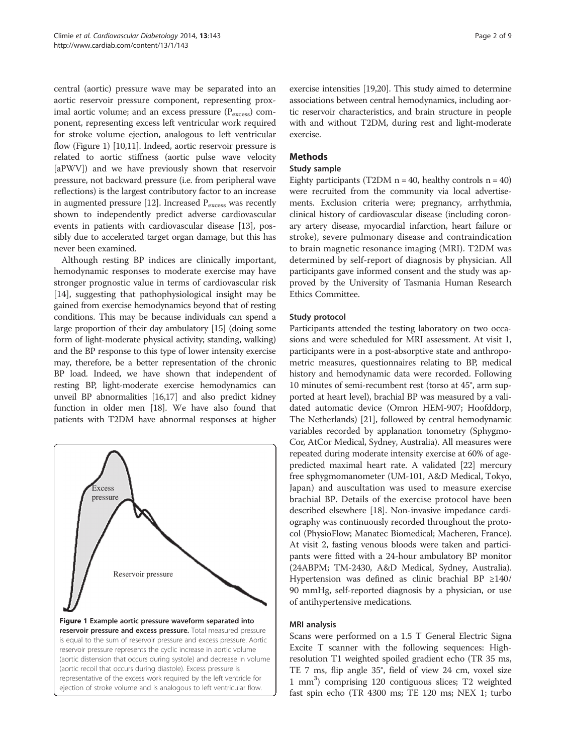central (aortic) pressure wave may be separated into an aortic reservoir pressure component, representing proximal aortic volume; and an excess pressure ($P_{excess}$) component, representing excess left ventricular work required for stroke volume ejection, analogous to left ventricular flow (Figure 1) [10,11]. Indeed, aortic reservoir pressure is related to aortic stiffness (aortic pulse wave velocity [aPWV]) and we have previously shown that reservoir pressure, not backward pressure (i.e. from peripheral wave reflections) is the largest contributory factor to an increase in augmented pressure [12]. Increased $P_{excess}$ was recently shown to independently predict adverse cardiovascular events in patients with cardiovascular disease [13], possibly due to accelerated target organ damage, but this has never been examined.

Although resting BP indices are clinically important, hemodynamic responses to moderate exercise may have stronger prognostic value in terms of cardiovascular risk [14], suggesting that pathophysiological insight may be gained from exercise hemodynamics beyond that of resting conditions. This may be because individuals can spend a large proportion of their day ambulatory [15] (doing some form of light-moderate physical activity; standing, walking) and the BP response to this type of lower intensity exercise may, therefore, be a better representation of the chronic BP load. Indeed, we have shown that independent of resting BP, light-moderate exercise hemodynamics can unveil BP abnormalities [16,17] and also predict kidney function in older men [18]. We have also found that patients with T2DM have abnormal responses at higher

Excess pressure

Reservoir pressure

**Figure 1 Example aortic pressure waveform separated into reservoir pressure and excess pressure.** Total measured pressure is equal to the sum of reservoir pressure and excess pressure. Aortic reservoir pressure represents the cyclic increase in aortic volume (aortic distension that occurs during systole) and decrease in volume (aortic recoil that occurs during diastole). Excess pressure is representative of the excess work required by the left ventricle for ejection of stroke volume and is analogous to left ventricular flow.

exercise intensities [19,20]. This study aimed to determine associations between central hemodynamics, including aortic reservoir characteristics, and brain structure in people with and without T2DM, during rest and light-moderate exercise.

## Methods

### Study sample

Eighty participants (T2DM n = 40, healthy controls n = 40) were recruited from the community via local advertisements. Exclusion criteria were; pregnancy, arrhythmia, clinical history of cardiovascular disease (including coronary artery disease, myocardial infarction, heart failure or stroke), severe pulmonary disease and contraindication to brain magnetic resonance imaging (MRI). T2DM was determined by self-report of diagnosis by physician. All participants gave informed consent and the study was approved by the University of Tasmania Human Research Ethics Committee.

### Study protocol

Participants attended the testing laboratory on two occasions and were scheduled for MRI assessment. At visit 1, participants were in a post-absorptive state and anthropometric measures, questionnaires relating to BP, medical history and hemodynamic data were recorded. Following 10 minutes of semi-recumbent rest (torso at 45°, arm supported at heart level), brachial BP was measured by a validated automatic device (Omron HEM-907; Hoofddorp, The Netherlands) [21], followed by central hemodynamic variables recorded by applanation tonometry (SphygmoCor, AtCor Medical, Sydney, Australia). All measures were repeated during moderate intensity exercise at 60% of age-predicted maximal heart rate. A validated [22] mercury free sphygmomanometer (UM-101, A&D Medical, Tokyo, Japan) and auscultation was used to measure exercise brachial BP. Details of the exercise protocol have been described elsewhere [18]. Non-invasive impedance cardiography was continuously recorded throughout the protocol (PhysioFlow; Manatec Biomedical; Macheren, France). At visit 2, fasting venous bloods were taken and participants were fitted with a 24-hour ambulatory BP monitor (24ABPM; TM-2430, A&D Medical, Sydney, Australia). Hypertension was defined as clinic brachial BP ≥140/90 mmHg, self-reported diagnosis by a physician, or use of antihypertensive medications.

### MRI analysis

Scans were performed on a 1.5 T General Electric Signa Excite T scanner with the following sequences: High-resolution T1 weighted spoiled gradient echo (TR 35 ms, TE 7 ms, flip angle 35°, field of view 24 cm, voxel size 1 mm$^3$) comprising 120 contiguous slices; T2 weighted fast spin echo (TR 4300 ms; TE 120 ms; NEX 1; turbo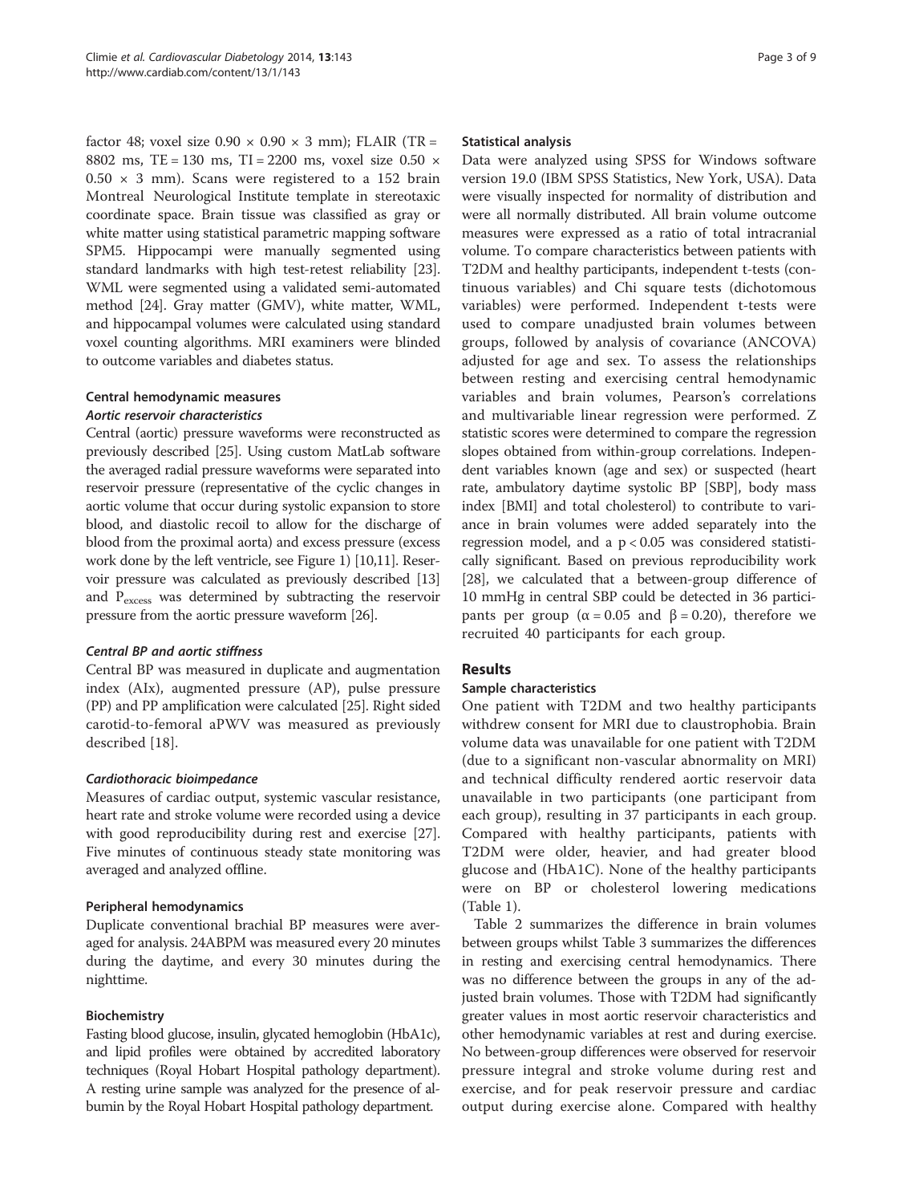factor 48; voxel size 0.90 × 0.90 × 3 mm); FLAIR (TR = 8802 ms, TE = 130 ms, TI = 2200 ms, voxel size 0.50 × 0.50 × 3 mm). Scans were registered to a 152 brain Montreal Neurological Institute template in stereotaxic coordinate space. Brain tissue was classified as gray or white matter using statistical parametric mapping software SPM5. Hippocampi were manually segmented using standard landmarks with high test-retest reliability [23]. WML were segmented using a validated semi-automated method [24]. Gray matter (GMV), white matter, WML, and hippocampal volumes were calculated using standard voxel counting algorithms. MRI examiners were blinded to outcome variables and diabetes status.

### Central hemodynamic measures

#### *Aortic reservoir characteristics*

Central (aortic) pressure waveforms were reconstructed as previously described [25]. Using custom MatLab software the averaged radial pressure waveforms were separated into reservoir pressure (representative of the cyclic changes in aortic volume that occur during systolic expansion to store blood, and diastolic recoil to allow for the discharge of blood from the proximal aorta) and excess pressure (excess work done by the left ventricle, see Figure 1) [10,11]. Reservoir pressure was calculated as previously described [13] and $P_{excess}$ was determined by subtracting the reservoir pressure from the aortic pressure waveform [26].

#### *Central BP and aortic stiffness*

Central BP was measured in duplicate and augmentation index (AIx), augmented pressure (AP), pulse pressure (PP) and PP amplification were calculated [25]. Right sided carotid-to-femoral aPWV was measured as previously described [18].

#### *Cardiothoracic bioimpedance*

Measures of cardiac output, systemic vascular resistance, heart rate and stroke volume were recorded using a device with good reproducibility during rest and exercise [27]. Five minutes of continuous steady state monitoring was averaged and analyzed offline.

### Peripheral hemodynamics

Duplicate conventional brachial BP measures were averaged for analysis. 24ABPM was measured every 20 minutes during the daytime, and every 30 minutes during the nighttime.

### Biochemistry

Fasting blood glucose, insulin, glycated hemoglobin (HbA1c), and lipid profiles were obtained by accredited laboratory techniques (Royal Hobart Hospital pathology department). A resting urine sample was analyzed for the presence of albumin by the Royal Hobart Hospital pathology department.

### Statistical analysis

Data were analyzed using SPSS for Windows software version 19.0 (IBM SPSS Statistics, New York, USA). Data were visually inspected for normality of distribution and were all normally distributed. All brain volume outcome measures were expressed as a ratio of total intracranial volume. To compare characteristics between patients with T2DM and healthy participants, independent t-tests (continuous variables) and Chi square tests (dichotomous variables) were performed. Independent t-tests were used to compare unadjusted brain volumes between groups, followed by analysis of covariance (ANCOVA) adjusted for age and sex. To assess the relationships between resting and exercising central hemodynamic variables and brain volumes, Pearson's correlations and multivariable linear regression were performed. Z statistic scores were determined to compare the regression slopes obtained from within-group correlations. Independent variables known (age and sex) or suspected (heart rate, ambulatory daytime systolic BP [SBP], body mass index [BMI] and total cholesterol) to contribute to variance in brain volumes were added separately into the regression model, and a $p < 0.05$ was considered statistically significant. Based on previous reproducibility work [28], we calculated that a between-group difference of 10 mmHg in central SBP could be detected in 36 participants per group ($\alpha = 0.05$ and $\beta = 0.20$), therefore we recruited 40 participants for each group.

## Results

### Sample characteristics

One patient with T2DM and two healthy participants withdrew consent for MRI due to claustrophobia. Brain volume data was unavailable for one patient with T2DM (due to a significant non-vascular abnormality on MRI) and technical difficulty rendered aortic reservoir data unavailable in two participants (one participant from each group), resulting in 37 participants in each group. Compared with healthy participants, patients with T2DM were older, heavier, and had greater blood glucose and (HbA1C). None of the healthy participants were on BP or cholesterol lowering medications (Table 1).

Table 2 summarizes the difference in brain volumes between groups whilst Table 3 summarizes the differences in resting and exercising central hemodynamics. There was no difference between the groups in any of the adjusted brain volumes. Those with T2DM had significantly greater values in most aortic reservoir characteristics and other hemodynamic variables at rest and during exercise. No between-group differences were observed for reservoir pressure integral and stroke volume during rest and exercise, and for peak reservoir pressure and cardiac output during exercise alone. Compared with healthy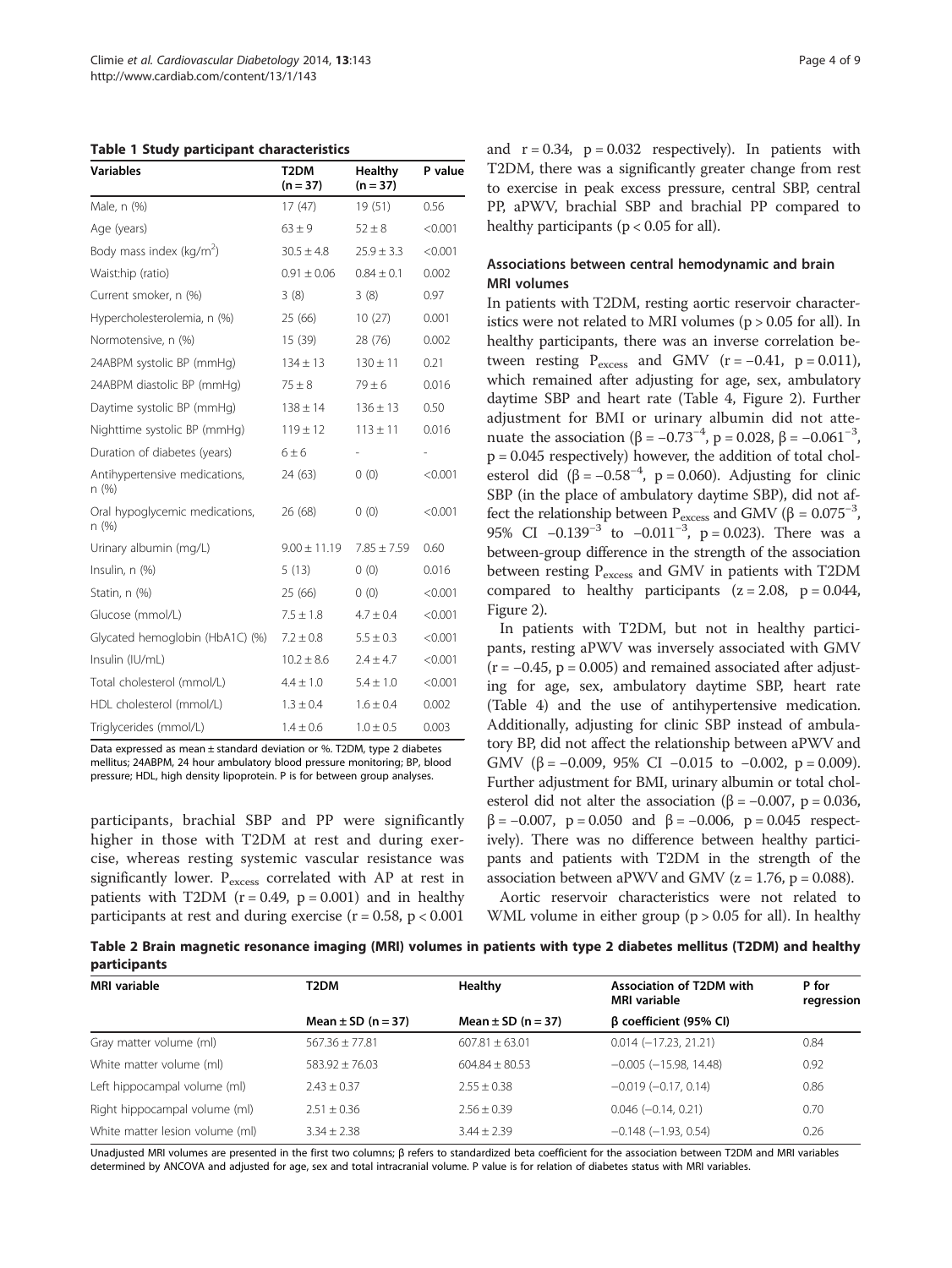**Table 1 Study participant characteristics**

| Variables | T2DM (n = 37) | Healthy (n = 37) | P value |
|---|---|---|---|
| Male, n (%) | 17 (47) | 19 (51) | 0.56 |
| Age (years) | 63 ± 9 | 52 ± 8 | <0.001 |
| Body mass index (kg/m$^2$) | 30.5 ± 4.8 | 25.9 ± 3.3 | <0.001 |
| Waist:hip (ratio) | 0.91 ± 0.06 | 0.84 ± 0.1 | 0.002 |
| Current smoker, n (%) | 3 (8) | 3 (8) | 0.97 |
| Hypercholesterolemia, n (%) | 25 (66) | 10 (27) | 0.001 |
| Normotensive, n (%) | 15 (39) | 28 (76) | 0.002 |
| 24ABPM systolic BP (mmHg) | 134 ± 13 | 130 ± 11 | 0.21 |
| 24ABPM diastolic BP (mmHg) | 75 ± 8 | 79 ± 6 | 0.016 |
| Daytime systolic BP (mmHg) | 138 ± 14 | 136 ± 13 | 0.50 |
| Nighttime systolic BP (mmHg) | 119 ± 12 | 113 ± 11 | 0.016 |
| Duration of diabetes (years) | 6 ± 6 | - | - |
| Antihypertensive medications, n (%) | 24 (63) | 0 (0) | <0.001 |
| Oral hypoglycemic medications, n (%) | 26 (68) | 0 (0) | <0.001 |
| Urinary albumin (mg/L) | 9.00 ± 11.19 | 7.85 ± 7.59 | 0.60 |
| Insulin, n (%) | 5 (13) | 0 (0) | 0.016 |
| Statin, n (%) | 25 (66) | 0 (0) | <0.001 |
| Glucose (mmol/L) | 7.5 ± 1.8 | 4.7 ± 0.4 | <0.001 |
| Glycated hemoglobin (HbA1C) (%) | 7.2 ± 0.8 | 5.5 ± 0.3 | <0.001 |
| Insulin (IU/mL) | 10.2 ± 8.6 | 2.4 ± 4.7 | <0.001 |
| Total cholesterol (mmol/L) | 4.4 ± 1.0 | 5.4 ± 1.0 | <0.001 |
| HDL cholesterol (mmol/L) | 1.3 ± 0.4 | 1.6 ± 0.4 | 0.002 |
| Triglycerides (mmol/L) | 1.4 ± 0.6 | 1.0 ± 0.5 | 0.003 |

Data expressed as mean ± standard deviation or %. T2DM, type 2 diabetes mellitus; 24ABPM, 24 hour ambulatory blood pressure monitoring; BP, blood pressure; HDL, high density lipoprotein. P is for between group analyses.

participants, brachial SBP and PP were significantly higher in those with T2DM at rest and during exercise, whereas resting systemic vascular resistance was significantly lower. $P_{excess}$ correlated with AP at rest in patients with T2DM ($r = 0.49$, $p = 0.001$) and in healthy participants at rest and during exercise ($r = 0.58$, $p < 0.001$ and $r = 0.34$, $p = 0.032$ respectively). In patients with T2DM, there was a significantly greater change from rest to exercise in peak excess pressure, central SBP, central PP, aPWV, brachial SBP and brachial PP compared to healthy participants ($p < 0.05$ for all).

### Associations between central hemodynamic and brain MRI volumes

In patients with T2DM, resting aortic reservoir characteristics were not related to MRI volumes ($p > 0.05$ for all). In healthy participants, there was an inverse correlation between resting $P_{excess}$ and GMV ($r = -0.41$, $p = 0.011$), which remained after adjusting for age, sex, ambulatory daytime SBP and heart rate (Table 4, Figure 2). Further adjustment for BMI or urinary albumin did not attenuate the association ($\beta = -0.73^{-4}$, $p = 0.028$, $\beta = -0.061^{-3}$, $p = 0.045$ respectively) however, the addition of total cholesterol did ($\beta = -0.58^{-4}$, $p = 0.060$). Adjusting for clinic SBP (in the place of ambulatory daytime SBP), did not affect the relationship between $P_{excess}$ and GMV ($\beta = 0.075^{-3}$, 95% CI $-0.139^{-3}$ to $-0.011^{-3}$, $p = 0.023$). There was a between-group difference in the strength of the association between resting $P_{excess}$ and GMV in patients with T2DM compared to healthy participants ($z = 2.08$, $p = 0.044$, Figure 2).

In patients with T2DM, but not in healthy participants, resting aPWV was inversely associated with GMV ($r = -0.45$, $p = 0.005$) and remained associated after adjusting for age, sex, ambulatory daytime SBP, heart rate (Table 4) and the use of antihypertensive medication. Additionally, adjusting for clinic SBP instead of ambulatory BP, did not affect the relationship between aPWV and GMV ($\beta = -0.009$, 95% CI $-0.015$ to $-0.002$, $p = 0.009$). Further adjustment for BMI, urinary albumin or total cholesterol did not alter the association ($\beta = -0.007$, $p = 0.036$, $\beta = -0.007$, $p = 0.050$ and $\beta = -0.006$, $p = 0.045$ respectively). There was no difference between healthy participants and patients with T2DM in the strength of the association between aPWV and GMV ($z = 1.76$, $p = 0.088$).

Aortic reservoir characteristics were not related to WML volume in either group ($p > 0.05$ for all). In healthy

**Table 2 Brain magnetic resonance imaging (MRI) volumes in patients with type 2 diabetes mellitus (T2DM) and healthy participants**

| MRI variable | T2DM | Healthy | Association of T2DM with MRI variable | P for regression |
|---|---|---|---|---|
| | Mean ± SD (n = 37) | Mean ± SD (n = 37) | β coefficient (95% CI) | |
| Gray matter volume (ml) | 567.36 ± 77.81 | 607.81 ± 63.01 | 0.014 (−17.23, 21.21) | 0.84 |
| White matter volume (ml) | 583.92 ± 76.03 | 604.84 ± 80.53 | −0.005 (−15.98, 14.48) | 0.92 |
| Left hippocampal volume (ml) | 2.43 ± 0.37 | 2.55 ± 0.38 | −0.019 (−0.17, 0.14) | 0.86 |
| Right hippocampal volume (ml) | 2.51 ± 0.36 | 2.56 ± 0.39 | 0.046 (−0.14, 0.21) | 0.70 |
| White matter lesion volume (ml) | 3.34 ± 2.38 | 3.44 ± 2.39 | −0.148 (−1.93, 0.54) | 0.26 |

Unadjusted MRI volumes are presented in the first two columns; β refers to standardized beta coefficient for the association between T2DM and MRI variables determined by ANCOVA and adjusted for age, sex and total intracranial volume. P value is for relation of diabetes status with MRI variables.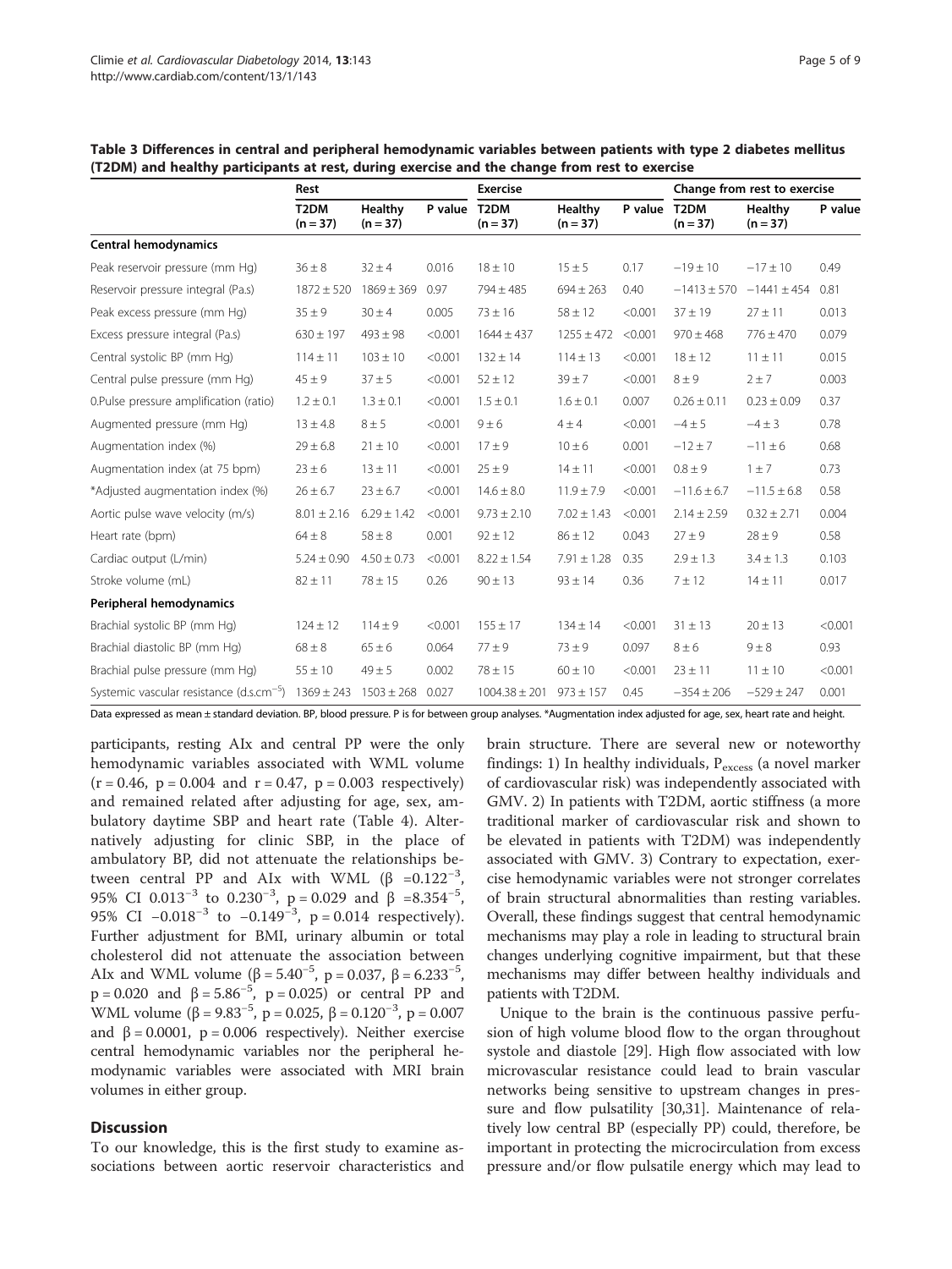**Table 3 Differences in central and peripheral hemodynamic variables between patients with type 2 diabetes mellitus (T2DM) and healthy participants at rest, during exercise and the change from rest to exercise**

| | Rest | | | Exercise | | | Change from rest to exercise | | |
|---|---|---|---|---|---|---|---|---|---|
| | T2DM (n = 37) | Healthy (n = 37) | P value | T2DM (n = 37) | Healthy (n = 37) | P value | T2DM (n = 37) | Healthy (n = 37) | P value |
| **Central hemodynamics** | | | | | | | | | |
| Peak reservoir pressure (mm Hg) | 36 ± 8 | 32 ± 4 | 0.016 | 18 ± 10 | 15 ± 5 | 0.17 | −19 ± 10 | −17 ± 10 | 0.49 |
| Reservoir pressure integral (Pa.s) | 1872 ± 520 | 1869 ± 369 | 0.97 | 794 ± 485 | 694 ± 263 | 0.40 | −1413 ± 570 | −1441 ± 454 | 0.81 |
| Peak excess pressure (mm Hg) | 35 ± 9 | 30 ± 4 | 0.005 | 73 ± 16 | 58 ± 12 | <0.001 | 37 ± 19 | 27 ± 11 | 0.013 |
| Excess pressure integral (Pa.s) | 630 ± 197 | 493 ± 98 | <0.001 | 1644 ± 437 | 1255 ± 472 | <0.001 | 970 ± 468 | 776 ± 470 | 0.079 |
| Central systolic BP (mm Hg) | 114 ± 11 | 103 ± 10 | <0.001 | 132 ± 14 | 114 ± 13 | <0.001 | 18 ± 12 | 11 ± 11 | 0.015 |
| Central pulse pressure (mm Hg) | 45 ± 9 | 37 ± 5 | <0.001 | 52 ± 12 | 39 ± 7 | <0.001 | 8 ± 9 | 2 ± 7 | 0.003 |
| 0.Pulse pressure amplification (ratio) | 1.2 ± 0.1 | 1.3 ± 0.1 | <0.001 | 1.5 ± 0.1 | 1.6 ± 0.1 | 0.007 | 0.26 ± 0.11 | 0.23 ± 0.09 | 0.37 |
| Augmented pressure (mm Hg) | 13 ± 4.8 | 8 ± 5 | <0.001 | 9 ± 6 | 4 ± 4 | <0.001 | −4 ± 5 | −4 ± 3 | 0.78 |
| Augmentation index (%) | 29 ± 6.8 | 21 ± 10 | <0.001 | 17 ± 9 | 10 ± 6 | 0.001 | −12 ± 7 | −11 ± 6 | 0.68 |
| Augmentation index (at 75 bpm) | 23 ± 6 | 13 ± 11 | <0.001 | 25 ± 9 | 14 ± 11 | <0.001 | 0.8 ± 9 | 1 ± 7 | 0.73 |
| *Adjusted augmentation index (%) | 26 ± 6.7 | 23 ± 6.7 | <0.001 | 14.6 ± 8.0 | 11.9 ± 7.9 | <0.001 | −11.6 ± 6.7 | −11.5 ± 6.8 | 0.58 |
| Aortic pulse wave velocity (m/s) | 8.01 ± 2.16 | 6.29 ± 1.42 | <0.001 | 9.73 ± 2.10 | 7.02 ± 1.43 | <0.001 | 2.14 ± 2.59 | 0.32 ± 2.71 | 0.004 |
| Heart rate (bpm) | 64 ± 8 | 58 ± 8 | 0.001 | 92 ± 12 | 86 ± 12 | 0.043 | 27 ± 9 | 28 ± 9 | 0.58 |
| Cardiac output (L/min) | 5.24 ± 0.90 | 4.50 ± 0.73 | <0.001 | 8.22 ± 1.54 | 7.91 ± 1.28 | 0.35 | 2.9 ± 1.3 | 3.4 ± 1.3 | 0.103 |
| Stroke volume (mL) | 82 ± 11 | 78 ± 15 | 0.26 | 90 ± 13 | 93 ± 14 | 0.36 | 7 ± 12 | 14 ± 11 | 0.017 |
| **Peripheral hemodynamics** | | | | | | | | | |
| Brachial systolic BP (mm Hg) | 124 ± 12 | 114 ± 9 | <0.001 | 155 ± 17 | 134 ± 14 | <0.001 | 31 ± 13 | 20 ± 13 | <0.001 |
| Brachial diastolic BP (mm Hg) | 68 ± 8 | 65 ± 6 | 0.064 | 77 ± 9 | 73 ± 9 | 0.097 | 8 ± 6 | 9 ± 8 | 0.93 |
| Brachial pulse pressure (mm Hg) | 55 ± 10 | 49 ± 5 | 0.002 | 78 ± 15 | 60 ± 10 | <0.001 | 23 ± 11 | 11 ± 10 | <0.001 |
| Systemic vascular resistance (d.s.cm$^{-5}$) | 1369 ± 243 | 1503 ± 268 | 0.027 | 1004.38 ± 201 | 973 ± 157 | 0.45 | −354 ± 206 | −529 ± 247 | 0.001 |

Data expressed as mean ± standard deviation. BP, blood pressure. P is for between group analyses. *Augmentation index adjusted for age, sex, heart rate and height.

participants, resting AIx and central PP were the only hemodynamic variables associated with WML volume ($r = 0.46$, $p = 0.004$ and $r = 0.47$, $p = 0.003$ respectively) and remained related after adjusting for age, sex, ambulatory daytime SBP and heart rate (Table 4). Alternatively adjusting for clinic SBP, in the place of ambulatory BP, did not attenuate the relationships between central PP and AIx with WML ($\beta = 0.122^{-3}$, 95% CI $0.013^{-3}$ to $0.230^{-3}$, $p = 0.029$ and $\beta = 8.354^{-5}$, 95% CI $-0.018^{-3}$ to $-0.149^{-3}$, $p = 0.014$ respectively). Further adjustment for BMI, urinary albumin or total cholesterol did not attenuate the association between AIx and WML volume ($\beta = 5.40^{-5}$, $p = 0.037$, $\beta = 6.233^{-5}$, $p = 0.020$ and $\beta = 5.86^{-5}$, $p = 0.025$) or central PP and WML volume ($\beta = 9.83^{-5}$, $p = 0.025$, $\beta = 0.120^{-3}$, $p = 0.007$ and $\beta = 0.0001$, $p = 0.006$ respectively). Neither exercise central hemodynamic variables nor the peripheral hemodynamic variables were associated with MRI brain volumes in either group.

## Discussion

To our knowledge, this is the first study to examine associations between aortic reservoir characteristics and brain structure. There are several new or noteworthy findings: 1) In healthy individuals, $P_{excess}$ (a novel marker of cardiovascular risk) was independently associated with GMV. 2) In patients with T2DM, aortic stiffness (a more traditional marker of cardiovascular risk and shown to be elevated in patients with T2DM) was independently associated with GMV. 3) Contrary to expectation, exercise hemodynamic variables were not stronger correlates of brain structural abnormalities than resting variables. Overall, these findings suggest that central hemodynamic mechanisms may play a role in leading to structural brain changes underlying cognitive impairment, but that these mechanisms may differ between healthy individuals and patients with T2DM.

Unique to the brain is the continuous passive perfusion of high volume blood flow to the organ throughout systole and diastole [29]. High flow associated with low microvascular resistance could lead to brain vascular networks being sensitive to upstream changes in pressure and flow pulsatility [30,31]. Maintenance of relatively low central BP (especially PP) could, therefore, be important in protecting the microcirculation from excess pressure and/or flow pulsatile energy which may lead to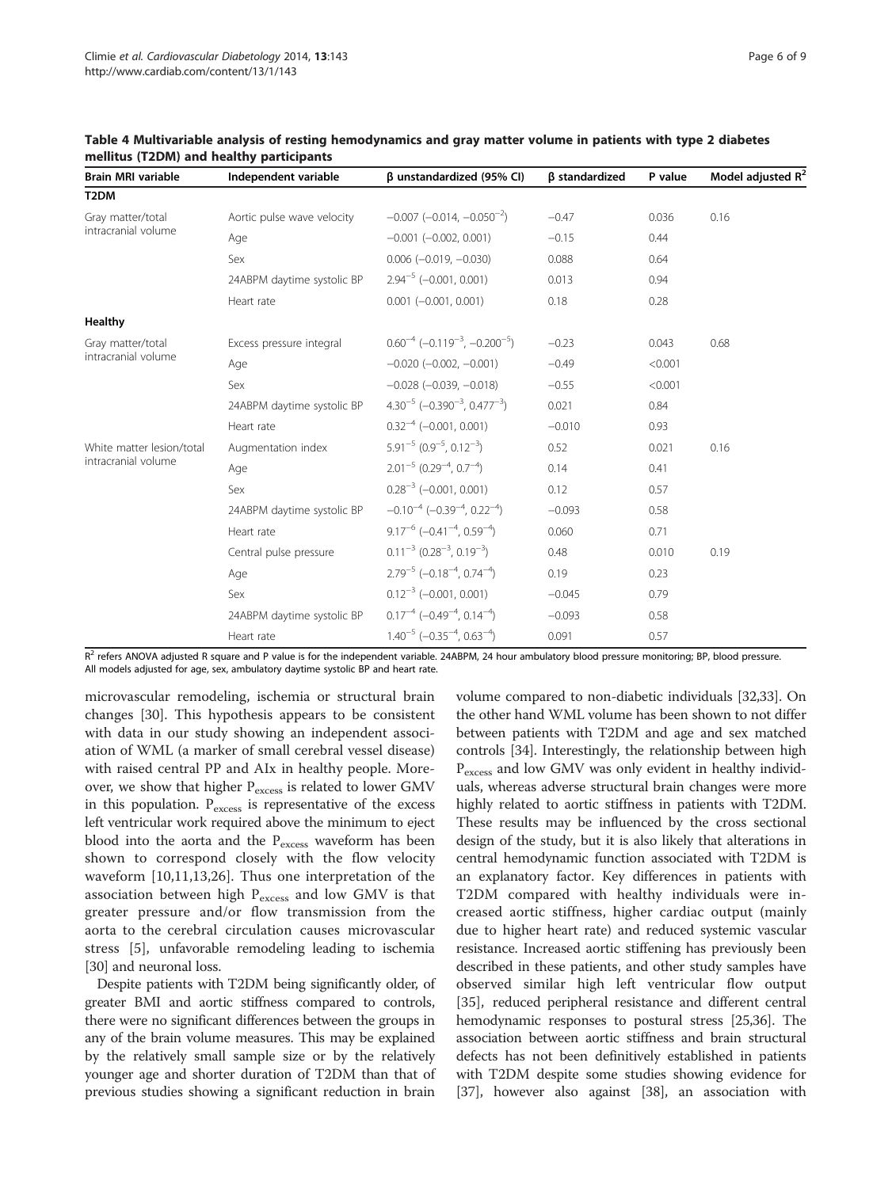**Table 4 Multivariable analysis of resting hemodynamics and gray matter volume in patients with type 2 diabetes mellitus (T2DM) and healthy participants**

| Brain MRI variable | Independent variable | β unstandardized (95% CI) | β standardized | P value | Model adjusted $R^2$ |
|---|---|---|---|---|---|
| **T2DM** | | | | | |
| Gray matter/total intracranial volume | Aortic pulse wave velocity | $-0.007$ ($-0.014$, $-0.050^{-2}$) | $-0.47$ | 0.036 | 0.16 |
| | Age | $-0.001$ ($-0.002$, 0.001) | $-0.15$ | 0.44 | |
| | Sex | 0.006 ($-0.019$, $-0.030$) | 0.088 | 0.64 | |
| | 24ABPM daytime systolic BP | $2.94^{-5}$ ($-0.001$, 0.001) | 0.013 | 0.94 | |
| | Heart rate | 0.001 ($-0.001$, 0.001) | 0.18 | 0.28 | |
| **Healthy** | | | | | |
| Gray matter/total intracranial volume | Excess pressure integral | $0.60^{-4}$ ($-0.119^{-3}$, $-0.200^{-5}$) | $-0.23$ | 0.043 | 0.68 |
| | Age | $-0.020$ ($-0.002$, $-0.001$) | $-0.49$ | <0.001 | |
| | Sex | $-0.028$ ($-0.039$, $-0.018$) | $-0.55$ | <0.001 | |
| | 24ABPM daytime systolic BP | $4.30^{-5}$ ($-0.390^{-3}$, $0.477^{-3}$) | 0.021 | 0.84 | |
| | Heart rate | $0.32^{-4}$ ($-0.001$, 0.001) | $-0.010$ | 0.93 | |
| White matter lesion/total intracranial volume | Augmentation index | $5.91^{-5}$ ($0.9^{-5}$, $0.12^{-3}$) | 0.52 | 0.021 | 0.16 |
| | Age | $2.01^{-5}$ ($0.29^{-4}$, $0.7^{-4}$) | 0.14 | 0.41 | |
| | Sex | $0.28^{-3}$ ($-0.001$, 0.001) | 0.12 | 0.57 | |
| | 24ABPM daytime systolic BP | $-0.10^{-4}$ ($-0.39^{-4}$, $0.22^{-4}$) | $-0.093$ | 0.58 | |
| | Heart rate | $9.17^{-6}$ ($-0.41^{-4}$, $0.59^{-4}$) | 0.060 | 0.71 | |
| | Central pulse pressure | $0.11^{-3}$ ($0.28^{-3}$, $0.19^{-3}$) | 0.48 | 0.010 | 0.19 |
| | Age | $2.79^{-5}$ ($-0.18^{-4}$, $0.74^{-4}$) | 0.19 | 0.23 | |
| | Sex | $0.12^{-3}$ ($-0.001$, 0.001) | $-0.045$ | 0.79 | |
| | 24ABPM daytime systolic BP | $0.17^{-4}$ ($-0.49^{-4}$, $0.14^{-4}$) | $-0.093$ | 0.58 | |
| | Heart rate | $1.40^{-5}$ ($-0.35^{-4}$, $0.63^{-4}$) | 0.091 | 0.57 | |

$R^2$ refers ANOVA adjusted R square and P value is for the independent variable. 24ABPM, 24 hour ambulatory blood pressure monitoring; BP, blood pressure. All models adjusted for age, sex, ambulatory daytime systolic BP and heart rate.

microvascular remodeling, ischemia or structural brain changes [30]. This hypothesis appears to be consistent with data in our study showing an independent association of WML (a marker of small cerebral vessel disease) with raised central PP and AIx in healthy people. Moreover, we show that higher $P_{excess}$ is related to lower GMV in this population. $P_{excess}$ is representative of the excess left ventricular work required above the minimum to eject blood into the aorta and the $P_{excess}$ waveform has been shown to correspond closely with the flow velocity waveform [10,11,13,26]. Thus one interpretation of the association between high $P_{excess}$ and low GMV is that greater pressure and/or flow transmission from the aorta to the cerebral circulation causes microvascular stress [5], unfavorable remodeling leading to ischemia [30] and neuronal loss.

Despite patients with T2DM being significantly older, of greater BMI and aortic stiffness compared to controls, there were no significant differences between the groups in any of the brain volume measures. This may be explained by the relatively small sample size or by the relatively younger age and shorter duration of T2DM than that of previous studies showing a significant reduction in brain volume compared to non-diabetic individuals [32,33]. On the other hand WML volume has been shown to not differ between patients with T2DM and age and sex matched controls [34]. Interestingly, the relationship between high $P_{excess}$ and low GMV was only evident in healthy individuals, whereas adverse structural brain changes were more highly related to aortic stiffness in patients with T2DM. These results may be influenced by the cross sectional design of the study, but it is also likely that alterations in central hemodynamic function associated with T2DM is an explanatory factor. Key differences in patients with T2DM compared with healthy individuals were increased aortic stiffness, higher cardiac output (mainly due to higher heart rate) and reduced systemic vascular resistance. Increased aortic stiffening has previously been described in these patients, and other study samples have observed similar high left ventricular flow output [35], reduced peripheral resistance and different central hemodynamic responses to postural stress [25,36]. The association between aortic stiffness and brain structural defects has not been definitively established in patients with T2DM despite some studies showing evidence for [37], however also against [38], an association with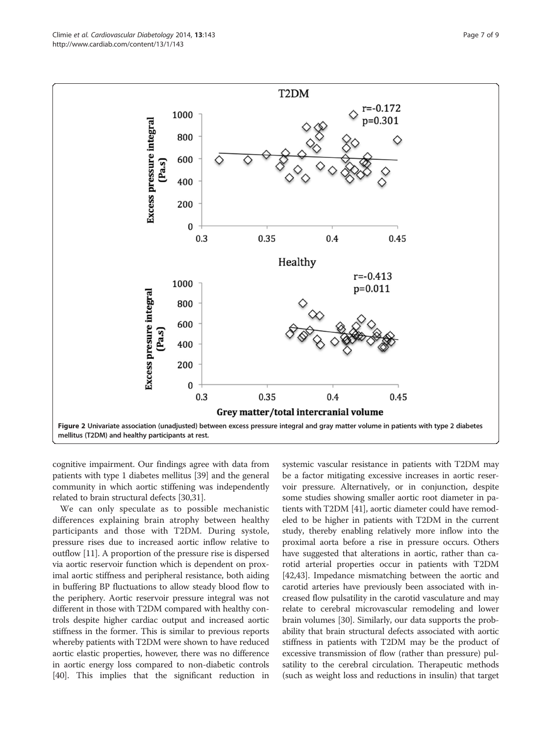T2DM

r=-0.172
p=0.301

Excess pressure integral (Pa.s)

1000
800
600
400
200
0

0.3 0.35 0.4 0.45

Healthy

r=-0.413
p=0.011

Excess presure integral (Pa.s)

1000
800
600
400
200
0

0.3 0.35 0.4 0.45

Grey matter/total intercranial volume

**Figure 2 Univariate association (unadjusted) between excess pressure integral and gray matter volume in patients with type 2 diabetes mellitus (T2DM) and healthy participants at rest.**

cognitive impairment. Our findings agree with data from patients with type 1 diabetes mellitus [39] and the general community in which aortic stiffening was independently related to brain structural defects [30,31].

We can only speculate as to possible mechanistic differences explaining brain atrophy between healthy participants and those with T2DM. During systole, pressure rises due to increased aortic inflow relative to outflow [11]. A proportion of the pressure rise is dispersed via aortic reservoir function which is dependent on proximal aortic stiffness and peripheral resistance, both aiding in buffering BP fluctuations to allow steady blood flow to the periphery. Aortic reservoir pressure integral was not different in those with T2DM compared with healthy controls despite higher cardiac output and increased aortic stiffness in the former. This is similar to previous reports whereby patients with T2DM were shown to have reduced aortic elastic properties, however, there was no difference in aortic energy loss compared to non-diabetic controls [40]. This implies that the significant reduction in systemic vascular resistance in patients with T2DM may be a factor mitigating excessive increases in aortic reservoir pressure. Alternatively, or in conjunction, despite some studies showing smaller aortic root diameter in patients with T2DM [41], aortic diameter could have remodeled to be higher in patients with T2DM in the current study, thereby enabling relatively more inflow into the proximal aorta before a rise in pressure occurs. Others have suggested that alterations in aortic, rather than carotid arterial properties occur in patients with T2DM [42,43]. Impedance mismatching between the aortic and carotid arteries have previously been associated with increased flow pulsatility in the carotid vasculature and may relate to cerebral microvascular remodeling and lower brain volumes [30]. Similarly, our data supports the probability that brain structural defects associated with aortic stiffness in patients with T2DM may be the product of excessive transmission of flow (rather than pressure) pulsatility to the cerebral circulation. Therapeutic methods (such as weight loss and reductions in insulin) that target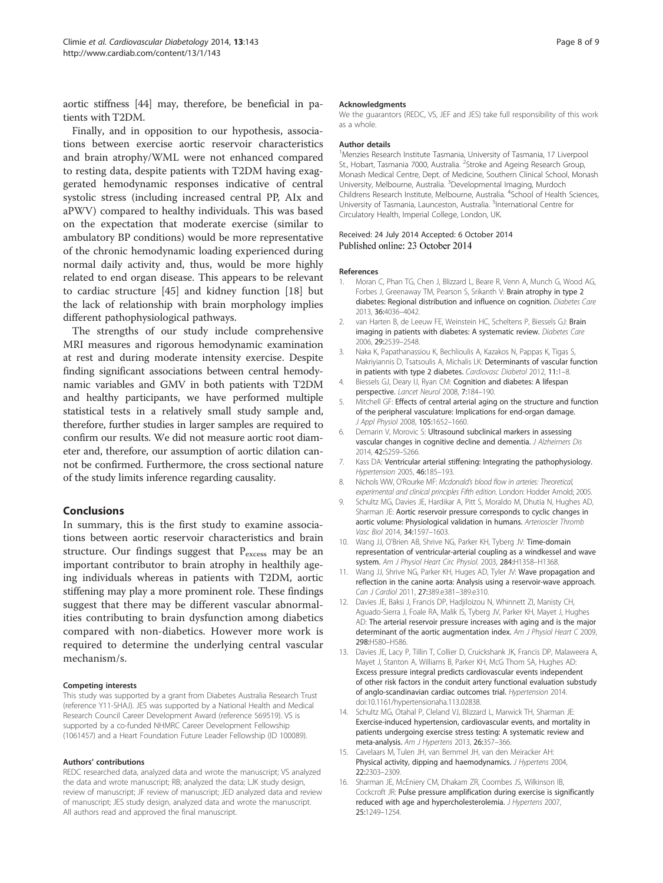aortic stiffness [44] may, therefore, be beneficial in patients with T2DM.

Finally, and in opposition to our hypothesis, associations between exercise aortic reservoir characteristics and brain atrophy/WML were not enhanced compared to resting data, despite patients with T2DM having exaggerated hemodynamic responses indicative of central systolic stress (including increased central PP, AIx and aPWV) compared to healthy individuals. This was based on the expectation that moderate exercise (similar to ambulatory BP conditions) would be more representative of the chronic hemodynamic loading experienced during normal daily activity and, thus, would be more highly related to end organ disease. This appears to be relevant to cardiac structure [45] and kidney function [18] but the lack of relationship with brain morphology implies different pathophysiological pathways.

The strengths of our study include comprehensive MRI measures and rigorous hemodynamic examination at rest and during moderate intensity exercise. Despite finding significant associations between central hemodynamic variables and GMV in both patients with T2DM and healthy participants, we have performed multiple statistical tests in a relatively small study sample and, therefore, further studies in larger samples are required to confirm our results. We did not measure aortic root diameter and, therefore, our assumption of aortic dilation cannot be confirmed. Furthermore, the cross sectional nature of the study limits inference regarding causality.

## Conclusions

In summary, this is the first study to examine associations between aortic reservoir characteristics and brain structure. Our findings suggest that $P_{excess}$ may be an important contributor to brain atrophy in healthily ageing individuals whereas in patients with T2DM, aortic stiffening may play a more prominent role. These findings suggest that there may be different vascular abnormalities contributing to brain dysfunction among diabetics compared with non-diabetics. However more work is required to determine the underlying central vascular mechanism/s.

#### Competing interests

This study was supported by a grant from Diabetes Australia Research Trust (reference Y11-SHAJ). JES was supported by a National Health and Medical Research Council Career Development Award (reference 569519). VS is supported by a co-funded NHMRC Career Development Fellowship (1061457) and a Heart Foundation Future Leader Fellowship (ID 100089).

#### Authors' contributions

REDC researched data, analyzed data and wrote the manuscript; VS analyzed the data and wrote manuscript; RB; analyzed the data; LJK study design, review of manuscript; JF review of manuscript; JED analyzed data and review of manuscript; JES study design, analyzed data and wrote the manuscript. All authors read and approved the final manuscript.

#### Acknowledgments

We the guarantors (REDC, VS, JEF and JES) take full responsibility of this work as a whole.

#### Author details

[1]Menzies Research Institute Tasmania, University of Tasmania, 17 Liverpool St., Hobart, Tasmania 7000, Australia. [2]Stroke and Ageing Research Group, Monash Medical Centre, Dept. of Medicine, Southern Clinical School, Monash University, Melbourne, Australia. [3]Developmental Imaging, Murdoch Childrens Research Institute, Melbourne, Australia. [4]School of Health Sciences, University of Tasmania, Launceston, Australia. [5]International Centre for Circulatory Health, Imperial College, London, UK.

Received: 24 July 2014 Accepted: 6 October 2014
Published online: 23 October 2014

#### References

1. Moran C, Phan TG, Chen J, Blizzard L, Beare R, Venn A, Munch G, Wood AG, Forbes J, Greenaway TM, Pearson S, Srikanth V: **Brain atrophy in type 2 diabetes: Regional distribution and influence on cognition.** *Diabetes Care* 2013, **36:**4036–4042.
2. van Harten B, de Leeuw FE, Weinstein HC, Scheltens P, Biessels GJ: **Brain imaging in patients with diabetes: A systematic review.** *Diabetes Care* 2006, **29:**2539–2548.
3. Naka K, Papathanassiou K, Bechlioulis A, Kazakos N, Pappas K, Tigas S, Makriyiannis D, Tsatsoulis A, Michalis LK: **Determinants of vascular function in patients with type 2 diabetes.** *Cardiovasc Diabetol* 2012, **11:**1–8.
4. Biessels GJ, Deary IJ, Ryan CM: **Cognition and diabetes: A lifespan perspective.** *Lancet Neurol* 2008, **7:**184–190.
5. Mitchell GF: **Effects of central arterial aging on the structure and function of the peripheral vasculature: Implications for end-organ damage.** *J Appl Physiol* 2008, **105:**1652–1660.
6. Demarin V, Morovic S: **Ultrasound subclinical markers in assessing vascular changes in cognitive decline and dementia.** *J Alzheimers Dis* 2014, **42:**S259–S266.
7. Kass DA: **Ventricular arterial stiffening: Integrating the pathophysiology.** *Hypertension* 2005, **46:**185–193.
8. Nichols WW, O'Rourke MF: *Mcdonald's blood flow in arteries: Theoretical, experimental and clinical principles Fifth edition.* London: Hodder Arnold; 2005.
9. Schultz MG, Davies JE, Hardikar A, Pitt S, Moraldo M, Dhutia N, Hughes AD, Sharman JE: **Aortic reservoir pressure corresponds to cyclic changes in aortic volume: Physiological validation in humans.** *Arterioscler Thromb Vasc Biol* 2014, **34:**1597–1603.
10. Wang JJ, O'Brien AB, Shrive NG, Parker KH, Tyberg JV: **Time-domain representation of ventricular-arterial coupling as a windkessel and wave system.** *Am J Physiol Heart Circ Physiol.* 2003, **284:**H1358–H1368.
11. Wang JJ, Shrive NG, Parker KH, Huges AD, Tyler JV: **Wave propagation and reflection in the canine aorta: Analysis using a reservoir-wave approach.** *Can J Cardiol* 2011, **27:**389.e381–389.e310.
12. Davies JE, Baksi J, Francis DP, Hadjiloizou N, Whinnett ZI, Manisty CH, Aguado-Sierra J, Foale RA, Malik IS, Tyberg JV, Parker KH, Mayet J, Hughes AD: **The arterial reservoir pressure increases with aging and is the major determinant of the aortic augmentation index.** *Am J Physiol Heart C* 2009, **298:**H580–H586.
13. Davies JE, Lacy P, Tillin T, Collier D, Cruickshank JK, Francis DP, Malaweera A, Mayet J, Stanton A, Williams B, Parker KH, McG Thom SA, Hughes AD: **Excess pressure integral predicts cardiovascular events independent of other risk factors in the conduit artery functional evaluation substudy of anglo-scandinavian cardiac outcomes trial.** *Hypertension* 2014. doi:10.1161/hypertensionaha.113.02838.
14. Schultz MG, Otahal P, Cleland VJ, Blizzard L, Marwick TH, Sharman JE: **Exercise-induced hypertension, cardiovascular events, and mortality in patients undergoing exercise stress testing: A systematic review and meta-analysis.** *Am J Hypertens* 2013, **26:**357–366.
15. Cavelaars M, Tulen JH, van Bemmel JH, van den Meiracker AH: **Physical activity, dipping and haemodynamics.** *J Hypertens* 2004, **22:**2303–2309.
16. Sharman JE, McEniery CM, Dhakam ZR, Coombes JS, Wilkinson IB, Cockcroft JR: **Pulse pressure amplification during exercise is significantly reduced with age and hypercholesterolemia.** *J Hypertens* 2007, **25:**1249–1254.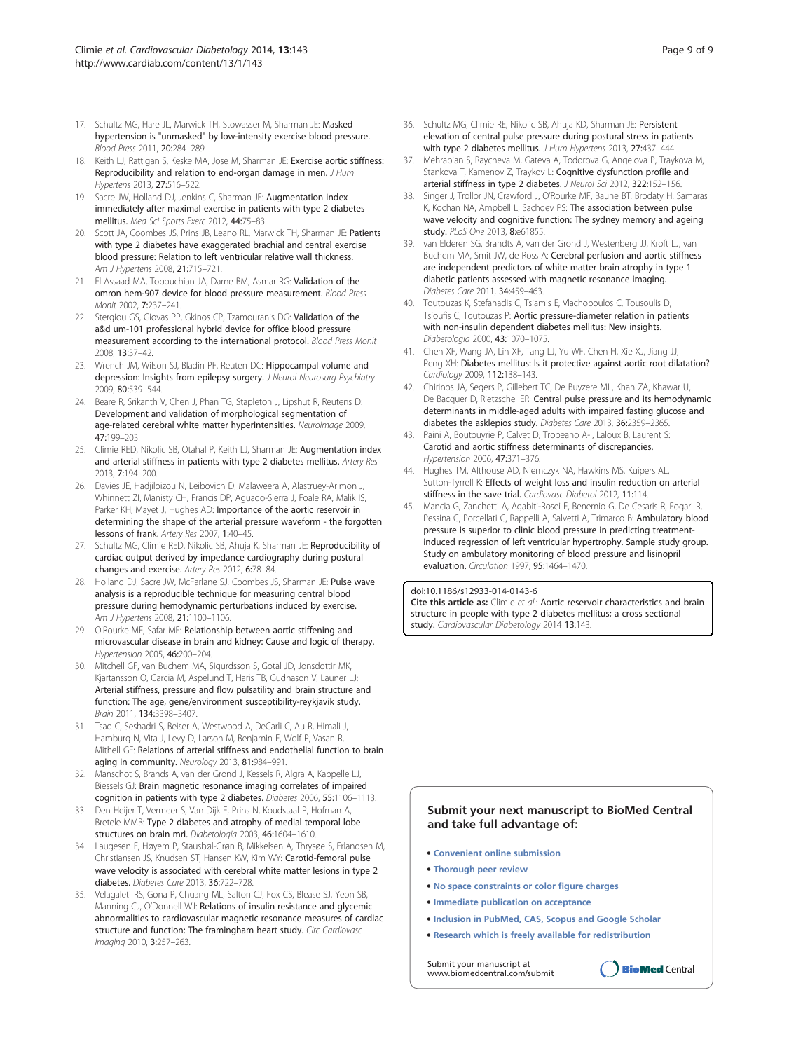17. Schultz MG, Hare JL, Marwick TH, Stowasser M, Sharman JE: **Masked hypertension is "unmasked" by low-intensity exercise blood pressure.** *Blood Press* 2011, **20:**284–289.
18. Keith LJ, Rattigan S, Keske MA, Jose M, Sharman JE: **Exercise aortic stiffness: Reproducibility and relation to end-organ damage in men.** *J Hum Hypertens* 2013, **27:**516–522.
19. Sacre JW, Holland DJ, Jenkins C, Sharman JE: **Augmentation index immediately after maximal exercise in patients with type 2 diabetes mellitus.** *Med Sci Sports Exerc* 2012, **44:**75–83.
20. Scott JA, Coombes JS, Prins JB, Leano RL, Marwick TH, Sharman JE: **Patients with type 2 diabetes have exaggerated brachial and central exercise blood pressure: Relation to left ventricular relative wall thickness.** *Am J Hypertens* 2008, **21:**715–721.
21. El Assaad MA, Topouchian JA, Darne BM, Asmar RG: **Validation of the omron hem-907 device for blood pressure measurement.** *Blood Press Monit* 2002, **7:**237–241.
22. Stergiou GS, Giovas PP, Gkinos CP, Tzamouranis DG: **Validation of the a&d um-101 professional hybrid device for office blood pressure measurement according to the international protocol.** *Blood Press Monit* 2008, **13:**37–42.
23. Wrench JM, Wilson SJ, Bladin PF, Reuten DC: **Hippocampal volume and depression: Insights from epilepsy surgery.** *J Neurol Neurosurg Psychiatry* 2009, **80:**539–544.
24. Beare R, Srikanth V, Chen J, Phan TG, Stapleton J, Lipshut R, Reutens D: **Development and validation of morphological segmentation of age-related cerebral white matter hyperintensities.** *Neuroimage* 2009, **47:**199–203.
25. Climie RED, Nikolic SB, Otahal P, Keith LJ, Sharman JE: **Augmentation index and arterial stiffness in patients with type 2 diabetes mellitus.** *Artery Res* 2013, **7:**194–200.
26. Davies JE, Hadjiloizou N, Leibovich D, Malaweera A, Alastruey-Arimon J, Whinnett ZI, Manisty CH, Francis DP, Aguado-Sierra J, Foale RA, Malik IS, Parker KH, Mayet J, Hughes AD: **Importance of the aortic reservoir in determining the shape of the arterial pressure waveform - the forgotten lessons of frank.** *Artery Res* 2007, **1:**40–45.
27. Schultz MG, Climie RED, Nikolic SB, Ahuja K, Sharman JE: **Reproducibility of cardiac output derived by impedance cardiography during postural changes and exercise.** *Artery Res* 2012, **6:**78–84.
28. Holland DJ, Sacre JW, McFarlane SJ, Coombes JS, Sharman JE: **Pulse wave analysis is a reproducible technique for measuring central blood pressure during hemodynamic perturbations induced by exercise.** *Am J Hypertens* 2008, **21:**1100–1106.
29. O'Rourke MF, Safar ME: **Relationship between aortic stiffening and microvascular disease in brain and kidney: Cause and logic of therapy.** *Hypertension* 2005, **46:**200–204.
30. Mitchell GF, van Buchem MA, Sigurdsson S, Gotal JD, Jonsdottir MK, Kjartansson O, Garcia M, Aspelund T, Haris TB, Gudnason V, Launer LJ: **Arterial stiffness, pressure and flow pulsatility and brain structure and function: The age, gene/environment susceptibility-reykjavik study.** *Brain* 2011, **134:**3398–3407.
31. Tsao C, Seshadri S, Beiser A, Westwood A, DeCarli C, Au R, Himali J, Hamburg N, Vita J, Levy D, Larson M, Benjamin E, Wolf P, Vasan R, Mithell GF: **Relations of arterial stiffness and endothelial function to brain aging in community.** *Neurology* 2013, **81:**984–991.
32. Manschot S, Brands A, van der Grond J, Kessels R, Algra A, Kappelle LJ, Biessels GJ: **Brain magnetic resonance imaging correlates of impaired cognition in patients with type 2 diabetes.** *Diabetes* 2006, **55:**1106–1113.
33. Den Heijer T, Vermeer S, Van Dijk E, Prins N, Koudstaal P, Hofman A, Bretele MMB: **Type 2 diabetes and atrophy of medial temporal lobe structures on brain mri.** *Diabetologia* 2003, **46:**1604–1610.
34. Laugesen E, Høyem P, Stausbøl-Grøn B, Mikkelsen A, Thrysøe S, Erlandsen M, Christiansen JS, Knudsen ST, Hansen KW, Kim WY: **Carotid-femoral pulse wave velocity is associated with cerebral white matter lesions in type 2 diabetes.** *Diabetes Care* 2013, **36:**722–728.
35. Velagaleti RS, Gona P, Chuang ML, Salton CJ, Fox CS, Blease SJ, Yeon SB, Manning CJ, O'Donnell WJ: **Relations of insulin resistance and glycemic abnormalities to cardiovascular magnetic resonance measures of cardiac structure and function: The framingham heart study.** *Circ Cardiovasc Imaging* 2010, **3:**257–263.
36. Schultz MG, Climie RE, Nikolic SB, Ahuja KD, Sharman JE: **Persistent elevation of central pulse pressure during postural stress in patients with type 2 diabetes mellitus.** *J Hum Hypertens* 2013, **27:**437–444.
37. Mehrabian S, Raycheva M, Gateva A, Todorova G, Angelova P, Traykova M, Stankova T, Kamenov Z, Traykov L: **Cognitive dysfunction profile and arterial stiffness in type 2 diabetes.** *J Neurol Sci* 2012, **322:**152–156.
38. Singer J, Trollor JN, Crawford J, O'Rourke MF, Baune BT, Brodaty H, Samaras K, Kochan NA, Ampbell L, Sachdev PS: **The association between pulse wave velocity and cognitive function: The sydney memory and ageing study.** *PLoS One* 2013, **8:**e61855.
39. van Elderen SG, Brandts A, van der Grond J, Westenberg JJ, Kroft LJ, van Buchem MA, Smit JW, de Ross A: **Cerebral perfusion and aortic stiffness are independent predictors of white matter brain atrophy in type 1 diabetic patients assessed with magnetic resonance imaging.** *Diabetes Care* 2011, **34:**459–463.
40. Toutouzas K, Stefanadis C, Tsiamis E, Vlachopoulos C, Tousoulis D, Tsioufis C, Toutouzas P: **Aortic pressure-diameter relation in patients with non-insulin dependent diabetes mellitus: New insights.** *Diabetologia* 2000, **43:**1070–1075.
41. Chen XF, Wang JA, Lin XF, Tang LJ, Yu WF, Chen H, Xie XJ, Jiang JJ, Peng XH: **Diabetes mellitus: Is it protective against aortic root dilatation?** *Cardiology* 2009, **112:**138–143.
42. Chirinos JA, Segers P, Gillebert TC, De Buyzere ML, Khan ZA, Khawar U, De Bacquer D, Rietzschel ER: **Central pulse pressure and its hemodynamic determinants in middle-aged adults with impaired fasting glucose and diabetes the asklepios study.** *Diabetes Care* 2013, **36:**2359–2365.
43. Paini A, Boutouyrie P, Calvet D, Tropeano A-I, Laloux B, Laurent S: **Carotid and aortic stiffness determinants of discrepancies.** *Hypertension* 2006, **47:**371–376.
44. Hughes TM, Althouse AD, Niemczyk NA, Hawkins MS, Kuipers AL, Sutton-Tyrrell K: **Effects of weight loss and insulin reduction on arterial stiffness in the save trial.** *Cardiovasc Diabetol* 2012, **11:**114.
45. Mancia G, Zanchetti A, Agabiti-Rosei E, Benemio G, De Cesaris R, Fogari R, Pessina C, Porcellati C, Rappelli A, Salvetti A, Trimarco B: **Ambulatory blood pressure is superior to clinic blood pressure in predicting treatment-induced regression of left ventricular hypertrophy. Sample study group. Study on ambulatory monitoring of blood pressure and lisinopril evaluation.** *Circulation* 1997, **95:**1464–1470.

doi:10.1186/s12933-014-0143-6

**Cite this article as:** Climie *et al.*: Aortic reservoir characteristics and brain structure in people with type 2 diabetes mellitus; a cross sectional study. *Cardiovascular Diabetology* 2014 **13**:143.

**Submit your next manuscript to BioMed Central and take full advantage of:**

- **Convenient online submission**
- **Thorough peer review**
- **No space constraints or color figure charges**
- **Immediate publication on acceptance**
- **Inclusion in PubMed, CAS, Scopus and Google Scholar**
- **Research which is freely available for redistribution**

Submit your manuscript at
www.biomedcentral.com/submit

BioMed Central